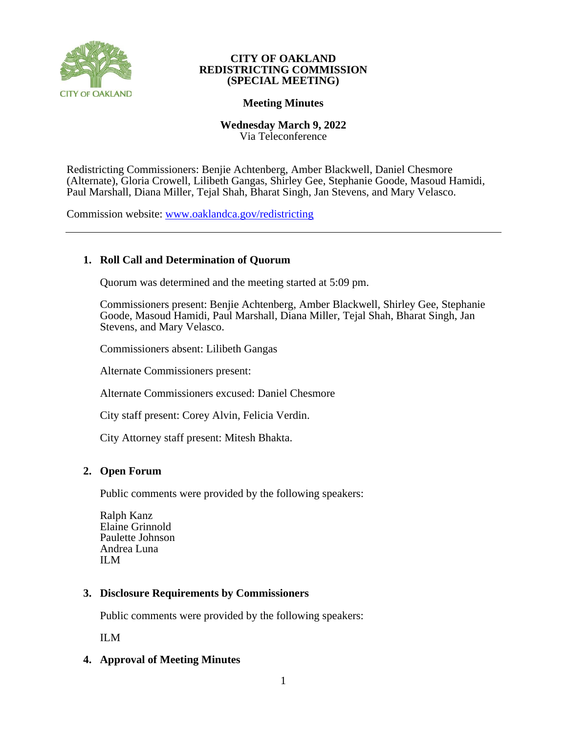**CITY OF OAKLAND**
**REDISTRICTING COMMISSION**
**(SPECIAL MEETING)**

**Meeting Minutes**

**Wednesday March 9, 2022**
Via Teleconference

Redistricting Commissioners: Benjie Achtenberg, Amber Blackwell, Daniel Chesmore (Alternate), Gloria Crowell, Lilibeth Gangas, Shirley Gee, Stephanie Goode, Masoud Hamidi, Paul Marshall, Diana Miller, Tejal Shah, Bharat Singh, Jan Stevens, and Mary Velasco.

Commission website: [www.oaklandca.gov/redistricting](http://www.oaklandca.gov/redistricting)

---

## 1. Roll Call and Determination of Quorum

Quorum was determined and the meeting started at 5:09 pm.

Commissioners present: Benjie Achtenberg, Amber Blackwell, Shirley Gee, Stephanie Goode, Masoud Hamidi, Paul Marshall, Diana Miller, Tejal Shah, Bharat Singh, Jan Stevens, and Mary Velasco.

Commissioners absent: Lilibeth Gangas

Alternate Commissioners present:

Alternate Commissioners excused: Daniel Chesmore

City staff present: Corey Alvin, Felicia Verdin.

City Attorney staff present: Mitesh Bhakta.

## 2. Open Forum

Public comments were provided by the following speakers:

Ralph Kanz
Elaine Grinnold
Paulette Johnson
Andrea Luna
ILM

## 3. Disclosure Requirements by Commissioners

Public comments were provided by the following speakers:

ILM

## 4. Approval of Meeting Minutes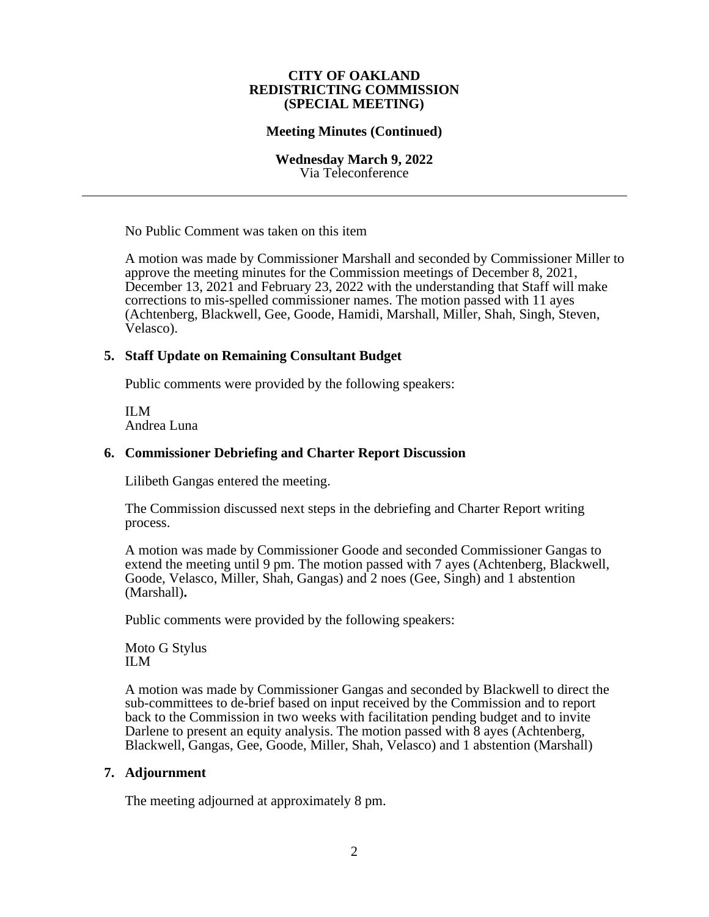**CITY OF OAKLAND**
**REDISTRICTING COMMISSION**
**(SPECIAL MEETING)**

**Meeting Minutes (Continued)**

**Wednesday March 9, 2022**
Via Teleconference

---

No Public Comment was taken on this item

A motion was made by Commissioner Marshall and seconded by Commissioner Miller to approve the meeting minutes for the Commission meetings of December 8, 2021, December 13, 2021 and February 23, 2022 with the understanding that Staff will make corrections to mis-spelled commissioner names. The motion passed with 11 ayes (Achtenberg, Blackwell, Gee, Goode, Hamidi, Marshall, Miller, Shah, Singh, Steven, Velasco).

## 5. Staff Update on Remaining Consultant Budget

Public comments were provided by the following speakers:

ILM
Andrea Luna

## 6. Commissioner Debriefing and Charter Report Discussion

Lilibeth Gangas entered the meeting.

The Commission discussed next steps in the debriefing and Charter Report writing process.

A motion was made by Commissioner Goode and seconded Commissioner Gangas to extend the meeting until 9 pm. The motion passed with 7 ayes (Achtenberg, Blackwell, Goode, Velasco, Miller, Shah, Gangas) and 2 noes (Gee, Singh) and 1 abstention (Marshall).

Public comments were provided by the following speakers:

Moto G Stylus
ILM

A motion was made by Commissioner Gangas and seconded by Blackwell to direct the sub-committees to de-brief based on input received by the Commission and to report back to the Commission in two weeks with facilitation pending budget and to invite Darlene to present an equity analysis. The motion passed with 8 ayes (Achtenberg, Blackwell, Gangas, Gee, Goode, Miller, Shah, Velasco) and 1 abstention (Marshall)

## 7. Adjournment

The meeting adjourned at approximately 8 pm.